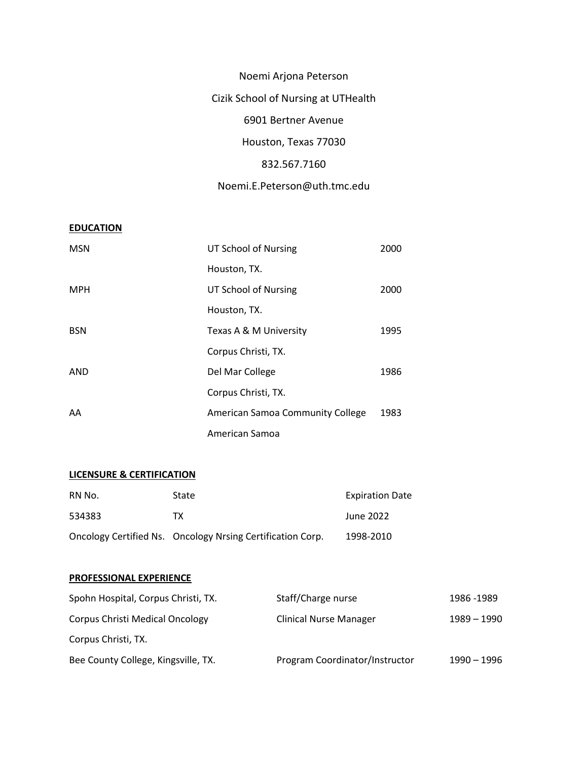Noemi Arjona Peterson

Cizik School of Nursing at UTHealth

6901 Bertner Avenue

Houston, Texas 77030

832.567.7160

Noemi.E.Peterson@uth.tmc.edu

## EDUCATION

| | | |
|---|---|---|
| MSN | UT School of Nursing<br>Houston, TX. | 2000 |
| MPH | UT School of Nursing<br>Houston, TX. | 2000 |
| BSN | Texas A & M University<br>Corpus Christi, TX. | 1995 |
| AND | Del Mar College<br>Corpus Christi, TX. | 1986 |
| AA | American Samoa Community College<br>American Samoa | 1983 |

## LICENSURE & CERTIFICATION

| RN No. | State | Expiration Date |
|---|---|---|
| 534383 | TX | June 2022 |
| Oncology Certified Ns. | Oncology Nrsing Certification Corp. | 1998-2010 |

## PROFESSIONAL EXPERIENCE

| | | |
|---|---|---|
| Spohn Hospital, Corpus Christi, TX. | Staff/Charge nurse | 1986 -1989 |
| Corpus Christi Medical Oncology<br>Corpus Christi, TX. | Clinical Nurse Manager | 1989 – 1990 |
| Bee County College, Kingsville, TX. | Program Coordinator/Instructor | 1990 – 1996 |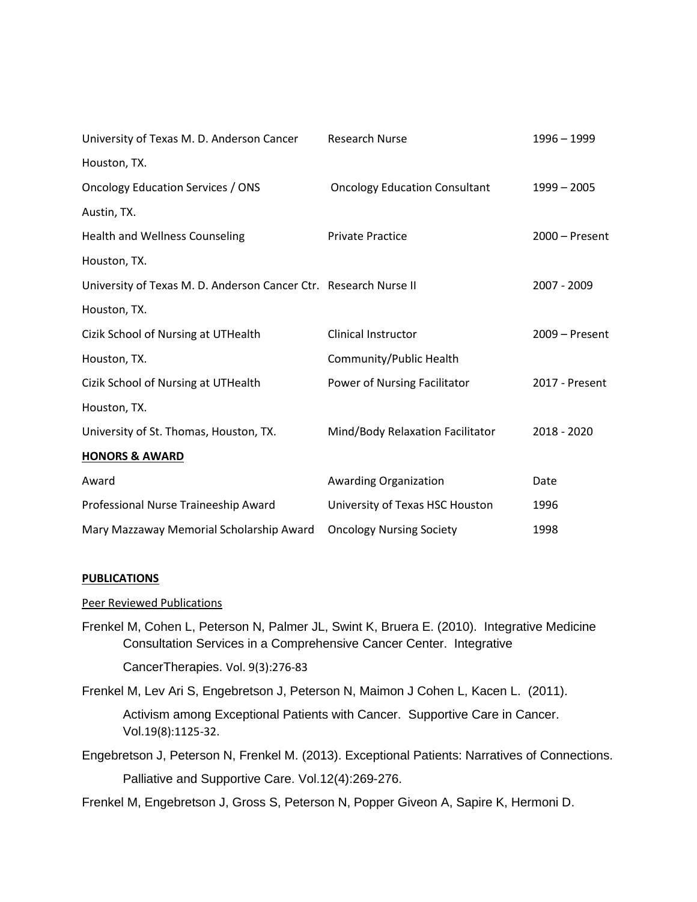| | | |
|---|---|---|
| University of Texas M. D. Anderson Cancer Houston, TX. | Research Nurse | 1996 – 1999 |
| Oncology Education Services / ONS Austin, TX. | Oncology Education Consultant | 1999 – 2005 |
| Health and Wellness Counseling Houston, TX. | Private Practice | 2000 – Present |
| University of Texas M. D. Anderson Cancer Ctr. Houston, TX. | Research Nurse II | 2007 - 2009 |
| Cizik School of Nursing at UTHealth Houston, TX. | Clinical Instructor Community/Public Health | 2009 – Present |
| Cizik School of Nursing at UTHealth Houston, TX. | Power of Nursing Facilitator | 2017 - Present |
| University of St. Thomas, Houston, TX. | Mind/Body Relaxation Facilitator | 2018 - 2020 |

**HONORS & AWARD**

| Award | Awarding Organization | Date |
|---|---|---|
| Professional Nurse Traineeship Award | University of Texas HSC Houston | 1996 |
| Mary Mazzaway Memorial Scholarship Award | Oncology Nursing Society | 1998 |

**PUBLICATIONS**

Peer Reviewed Publications

Frenkel M, Cohen L, Peterson N, Palmer JL, Swint K, Bruera E. (2010). Integrative Medicine Consultation Services in a Comprehensive Cancer Center. Integrative CancerTherapies. Vol. 9(3):276-83

Frenkel M, Lev Ari S, Engebretson J, Peterson N, Maimon J Cohen L, Kacen L. (2011). Activism among Exceptional Patients with Cancer. Supportive Care in Cancer. Vol.19(8):1125-32.

Engebretson J, Peterson N, Frenkel M. (2013). Exceptional Patients: Narratives of Connections. Palliative and Supportive Care. Vol.12(4):269-276.

Frenkel M, Engebretson J, Gross S, Peterson N, Popper Giveon A, Sapire K, Hermoni D.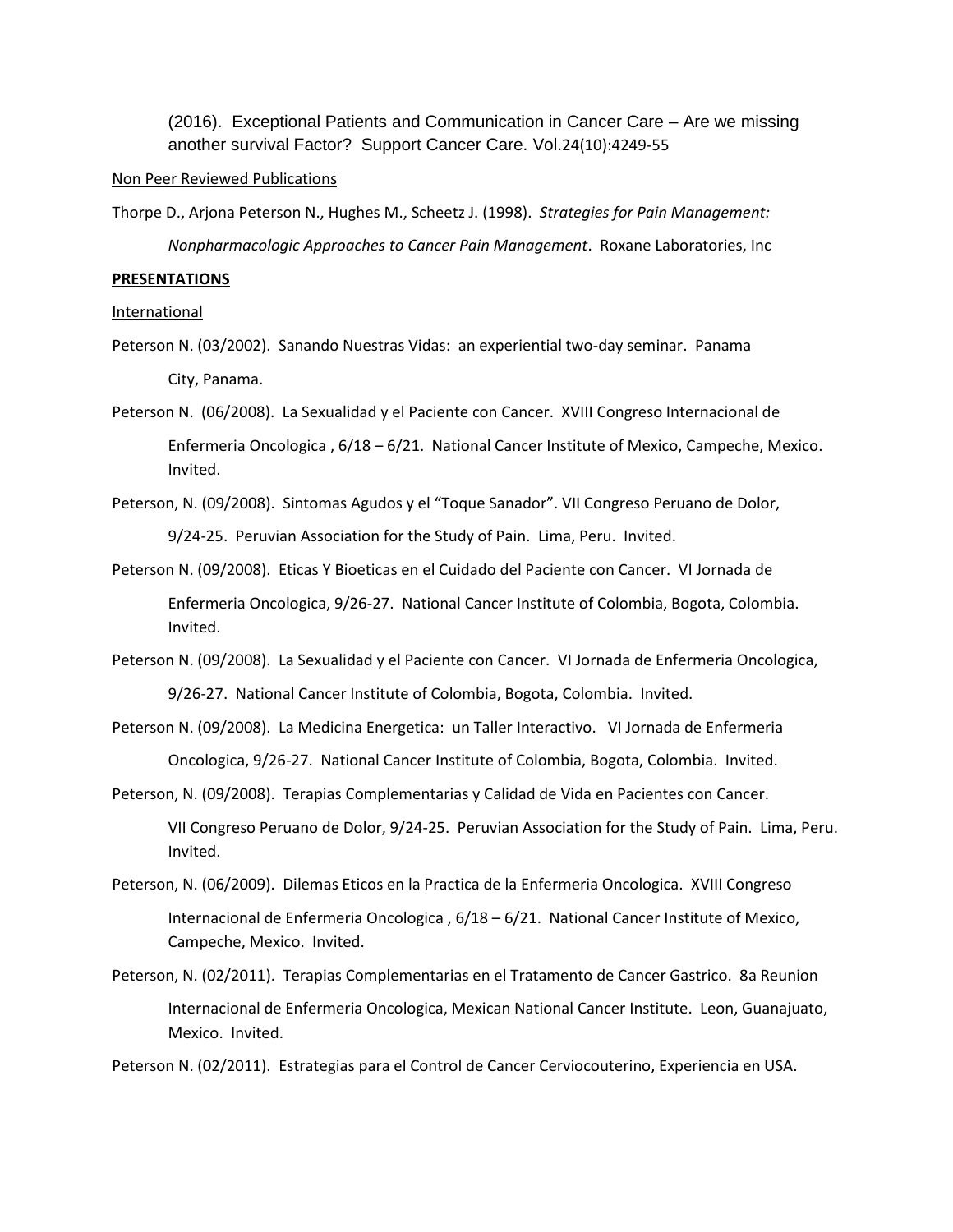(2016). Exceptional Patients and Communication in Cancer Care – Are we missing another survival Factor? Support Cancer Care. Vol.24(10):4249-55

Non Peer Reviewed Publications

Thorpe D., Arjona Peterson N., Hughes M., Scheetz J. (1998). *Strategies for Pain Management: Nonpharmacologic Approaches to Cancer Pain Management*. Roxane Laboratories, Inc

**PRESENTATIONS**

International

Peterson N. (03/2002). Sanando Nuestras Vidas: an experiential two-day seminar. Panama City, Panama.

Peterson N. (06/2008). La Sexualidad y el Paciente con Cancer. XVIII Congreso Internacional de Enfermeria Oncologica , 6/18 – 6/21. National Cancer Institute of Mexico, Campeche, Mexico. Invited.

Peterson, N. (09/2008). Sintomas Agudos y el "Toque Sanador". VII Congreso Peruano de Dolor, 9/24-25. Peruvian Association for the Study of Pain. Lima, Peru. Invited.

Peterson N. (09/2008). Eticas Y Bioeticas en el Cuidado del Paciente con Cancer. VI Jornada de Enfermeria Oncologica, 9/26-27. National Cancer Institute of Colombia, Bogota, Colombia. Invited.

Peterson N. (09/2008). La Sexualidad y el Paciente con Cancer. VI Jornada de Enfermeria Oncologica, 9/26-27. National Cancer Institute of Colombia, Bogota, Colombia. Invited.

Peterson N. (09/2008). La Medicina Energetica: un Taller Interactivo. VI Jornada de Enfermeria Oncologica, 9/26-27. National Cancer Institute of Colombia, Bogota, Colombia. Invited.

Peterson, N. (09/2008). Terapias Complementarias y Calidad de Vida en Pacientes con Cancer. VII Congreso Peruano de Dolor, 9/24-25. Peruvian Association for the Study of Pain. Lima, Peru. Invited.

Peterson, N. (06/2009). Dilemas Eticos en la Practica de la Enfermeria Oncologica. XVIII Congreso Internacional de Enfermeria Oncologica , 6/18 – 6/21. National Cancer Institute of Mexico, Campeche, Mexico. Invited.

Peterson, N. (02/2011). Terapias Complementarias en el Tratamento de Cancer Gastrico. 8a Reunion Internacional de Enfermeria Oncologica, Mexican National Cancer Institute. Leon, Guanajuato, Mexico. Invited.

Peterson N. (02/2011). Estrategias para el Control de Cancer Cerviocouterino, Experiencia en USA.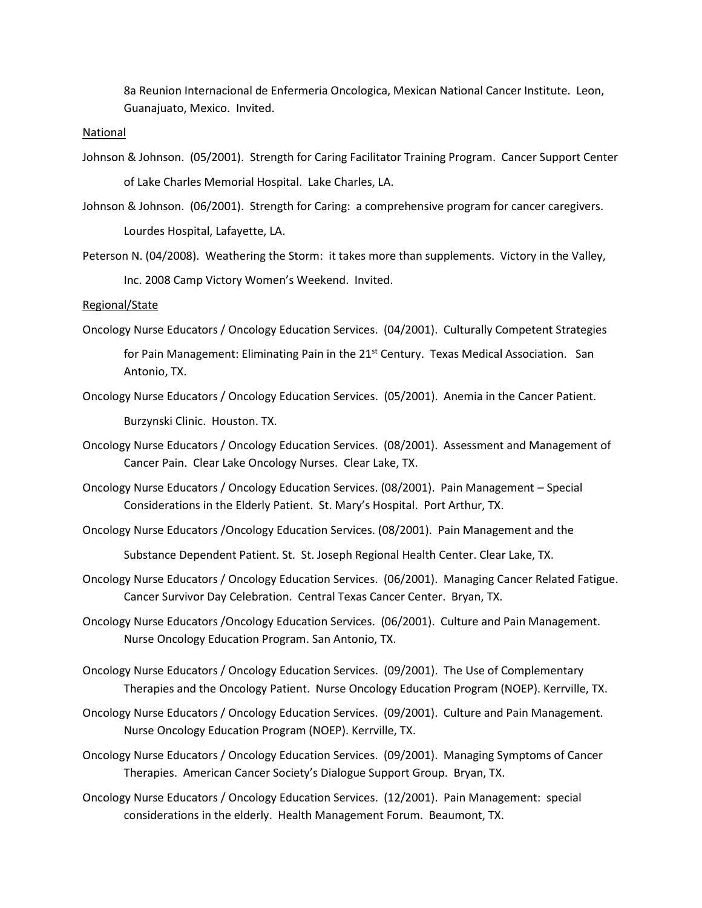8a Reunion Internacional de Enfermeria Oncologica, Mexican National Cancer Institute. Leon, Guanajuato, Mexico. Invited.

National

Johnson & Johnson. (05/2001). Strength for Caring Facilitator Training Program. Cancer Support Center of Lake Charles Memorial Hospital. Lake Charles, LA.

Johnson & Johnson. (06/2001). Strength for Caring: a comprehensive program for cancer caregivers. Lourdes Hospital, Lafayette, LA.

Peterson N. (04/2008). Weathering the Storm: it takes more than supplements. Victory in the Valley, Inc. 2008 Camp Victory Women's Weekend. Invited.

Regional/State

Oncology Nurse Educators / Oncology Education Services. (04/2001). Culturally Competent Strategies for Pain Management: Eliminating Pain in the 21st Century. Texas Medical Association. San Antonio, TX.

Oncology Nurse Educators / Oncology Education Services. (05/2001). Anemia in the Cancer Patient. Burzynski Clinic. Houston. TX.

Oncology Nurse Educators / Oncology Education Services. (08/2001). Assessment and Management of Cancer Pain. Clear Lake Oncology Nurses. Clear Lake, TX.

Oncology Nurse Educators / Oncology Education Services. (08/2001). Pain Management – Special Considerations in the Elderly Patient. St. Mary's Hospital. Port Arthur, TX.

Oncology Nurse Educators /Oncology Education Services. (08/2001). Pain Management and the Substance Dependent Patient. St. St. Joseph Regional Health Center. Clear Lake, TX.

Oncology Nurse Educators / Oncology Education Services. (06/2001). Managing Cancer Related Fatigue. Cancer Survivor Day Celebration. Central Texas Cancer Center. Bryan, TX.

Oncology Nurse Educators /Oncology Education Services. (06/2001). Culture and Pain Management. Nurse Oncology Education Program. San Antonio, TX.

Oncology Nurse Educators / Oncology Education Services. (09/2001). The Use of Complementary Therapies and the Oncology Patient. Nurse Oncology Education Program (NOEP). Kerrville, TX.

Oncology Nurse Educators / Oncology Education Services. (09/2001). Culture and Pain Management. Nurse Oncology Education Program (NOEP). Kerrville, TX.

Oncology Nurse Educators / Oncology Education Services. (09/2001). Managing Symptoms of Cancer Therapies. American Cancer Society's Dialogue Support Group. Bryan, TX.

Oncology Nurse Educators / Oncology Education Services. (12/2001). Pain Management: special considerations in the elderly. Health Management Forum. Beaumont, TX.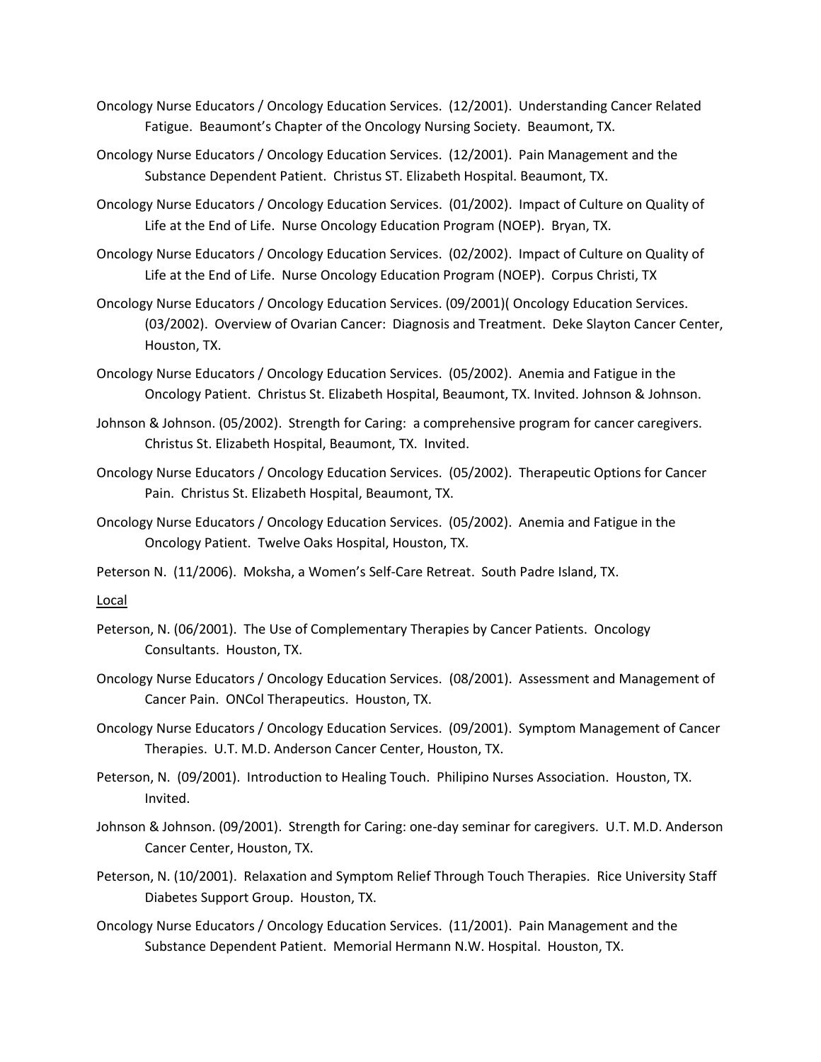Oncology Nurse Educators / Oncology Education Services. (12/2001). Understanding Cancer Related Fatigue. Beaumont's Chapter of the Oncology Nursing Society. Beaumont, TX.

Oncology Nurse Educators / Oncology Education Services. (12/2001). Pain Management and the Substance Dependent Patient. Christus ST. Elizabeth Hospital. Beaumont, TX.

Oncology Nurse Educators / Oncology Education Services. (01/2002). Impact of Culture on Quality of Life at the End of Life. Nurse Oncology Education Program (NOEP). Bryan, TX.

Oncology Nurse Educators / Oncology Education Services. (02/2002). Impact of Culture on Quality of Life at the End of Life. Nurse Oncology Education Program (NOEP). Corpus Christi, TX

Oncology Nurse Educators / Oncology Education Services. (09/2001)( Oncology Education Services. (03/2002). Overview of Ovarian Cancer: Diagnosis and Treatment. Deke Slayton Cancer Center, Houston, TX.

Oncology Nurse Educators / Oncology Education Services. (05/2002). Anemia and Fatigue in the Oncology Patient. Christus St. Elizabeth Hospital, Beaumont, TX. Invited. Johnson & Johnson.

Johnson & Johnson. (05/2002). Strength for Caring: a comprehensive program for cancer caregivers. Christus St. Elizabeth Hospital, Beaumont, TX. Invited.

Oncology Nurse Educators / Oncology Education Services. (05/2002). Therapeutic Options for Cancer Pain. Christus St. Elizabeth Hospital, Beaumont, TX.

Oncology Nurse Educators / Oncology Education Services. (05/2002). Anemia and Fatigue in the Oncology Patient. Twelve Oaks Hospital, Houston, TX.

Peterson N. (11/2006). Moksha, a Women's Self-Care Retreat. South Padre Island, TX.

<u>Local</u>

Peterson, N. (06/2001). The Use of Complementary Therapies by Cancer Patients. Oncology Consultants. Houston, TX.

Oncology Nurse Educators / Oncology Education Services. (08/2001). Assessment and Management of Cancer Pain. ONCol Therapeutics. Houston, TX.

Oncology Nurse Educators / Oncology Education Services. (09/2001). Symptom Management of Cancer Therapies. U.T. M.D. Anderson Cancer Center, Houston, TX.

Peterson, N. (09/2001). Introduction to Healing Touch. Philipino Nurses Association. Houston, TX. Invited.

Johnson & Johnson. (09/2001). Strength for Caring: one-day seminar for caregivers. U.T. M.D. Anderson Cancer Center, Houston, TX.

Peterson, N. (10/2001). Relaxation and Symptom Relief Through Touch Therapies. Rice University Staff Diabetes Support Group. Houston, TX.

Oncology Nurse Educators / Oncology Education Services. (11/2001). Pain Management and the Substance Dependent Patient. Memorial Hermann N.W. Hospital. Houston, TX.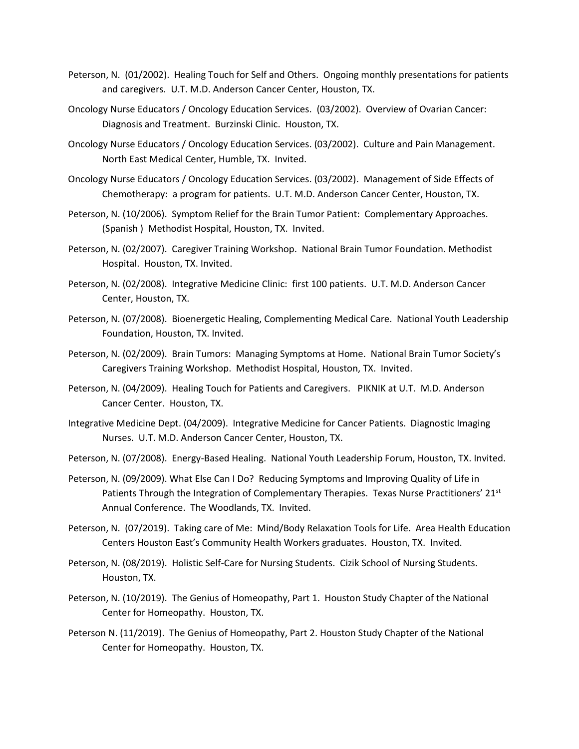Peterson, N. (01/2002). Healing Touch for Self and Others. Ongoing monthly presentations for patients and caregivers. U.T. M.D. Anderson Cancer Center, Houston, TX.

Oncology Nurse Educators / Oncology Education Services. (03/2002). Overview of Ovarian Cancer: Diagnosis and Treatment. Burzinski Clinic. Houston, TX.

Oncology Nurse Educators / Oncology Education Services. (03/2002). Culture and Pain Management. North East Medical Center, Humble, TX. Invited.

Oncology Nurse Educators / Oncology Education Services. (03/2002). Management of Side Effects of Chemotherapy: a program for patients. U.T. M.D. Anderson Cancer Center, Houston, TX.

Peterson, N. (10/2006). Symptom Relief for the Brain Tumor Patient: Complementary Approaches. (Spanish ) Methodist Hospital, Houston, TX. Invited.

Peterson, N. (02/2007). Caregiver Training Workshop. National Brain Tumor Foundation. Methodist Hospital. Houston, TX. Invited.

Peterson, N. (02/2008). Integrative Medicine Clinic: first 100 patients. U.T. M.D. Anderson Cancer Center, Houston, TX.

Peterson, N. (07/2008). Bioenergetic Healing, Complementing Medical Care. National Youth Leadership Foundation, Houston, TX. Invited.

Peterson, N. (02/2009). Brain Tumors: Managing Symptoms at Home. National Brain Tumor Society's Caregivers Training Workshop. Methodist Hospital, Houston, TX. Invited.

Peterson, N. (04/2009). Healing Touch for Patients and Caregivers. PIKNIK at U.T. M.D. Anderson Cancer Center. Houston, TX.

Integrative Medicine Dept. (04/2009). Integrative Medicine for Cancer Patients. Diagnostic Imaging Nurses. U.T. M.D. Anderson Cancer Center, Houston, TX.

Peterson, N. (07/2008). Energy-Based Healing. National Youth Leadership Forum, Houston, TX. Invited.

Peterson, N. (09/2009). What Else Can I Do? Reducing Symptoms and Improving Quality of Life in Patients Through the Integration of Complementary Therapies. Texas Nurse Practitioners' 21st Annual Conference. The Woodlands, TX. Invited.

Peterson, N. (07/2019). Taking care of Me: Mind/Body Relaxation Tools for Life. Area Health Education Centers Houston East's Community Health Workers graduates. Houston, TX. Invited.

Peterson, N. (08/2019). Holistic Self-Care for Nursing Students. Cizik School of Nursing Students. Houston, TX.

Peterson, N. (10/2019). The Genius of Homeopathy, Part 1. Houston Study Chapter of the National Center for Homeopathy. Houston, TX.

Peterson N. (11/2019). The Genius of Homeopathy, Part 2. Houston Study Chapter of the National Center for Homeopathy. Houston, TX.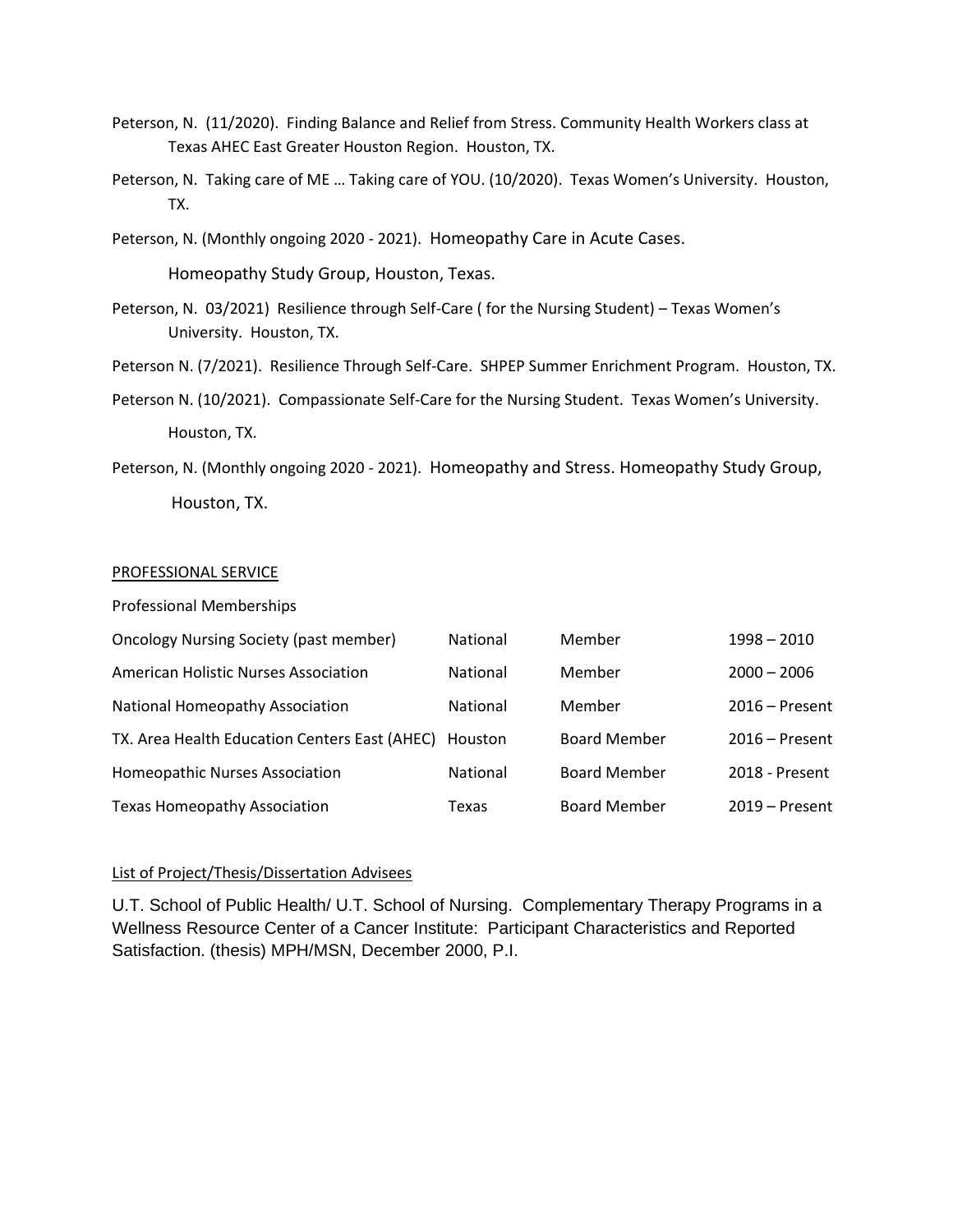Peterson, N. (11/2020). Finding Balance and Relief from Stress. Community Health Workers class at Texas AHEC East Greater Houston Region. Houston, TX.

Peterson, N. Taking care of ME … Taking care of YOU. (10/2020). Texas Women's University. Houston, TX.

Peterson, N. (Monthly ongoing 2020 - 2021). Homeopathy Care in Acute Cases. Homeopathy Study Group, Houston, Texas.

Peterson, N. 03/2021) Resilience through Self-Care ( for the Nursing Student) – Texas Women's University. Houston, TX.

Peterson N. (7/2021). Resilience Through Self-Care. SHPEP Summer Enrichment Program. Houston, TX.

Peterson N. (10/2021). Compassionate Self-Care for the Nursing Student. Texas Women's University. Houston, TX.

Peterson, N. (Monthly ongoing 2020 - 2021). Homeopathy and Stress. Homeopathy Study Group, Houston, TX.

<u>PROFESSIONAL SERVICE</u>

Professional Memberships

| | | | |
|---|---|---|---|
| Oncology Nursing Society (past member) | National | Member | 1998 – 2010 |
| American Holistic Nurses Association | National | Member | 2000 – 2006 |
| National Homeopathy Association | National | Member | 2016 – Present |
| TX. Area Health Education Centers East (AHEC) | Houston | Board Member | 2016 – Present |
| Homeopathic Nurses Association | National | Board Member | 2018 - Present |
| Texas Homeopathy Association | Texas | Board Member | 2019 – Present |

<u>List of Project/Thesis/Dissertation Advisees</u>

U.T. School of Public Health/ U.T. School of Nursing. Complementary Therapy Programs in a Wellness Resource Center of a Cancer Institute: Participant Characteristics and Reported Satisfaction. (thesis) MPH/MSN, December 2000, P.I.